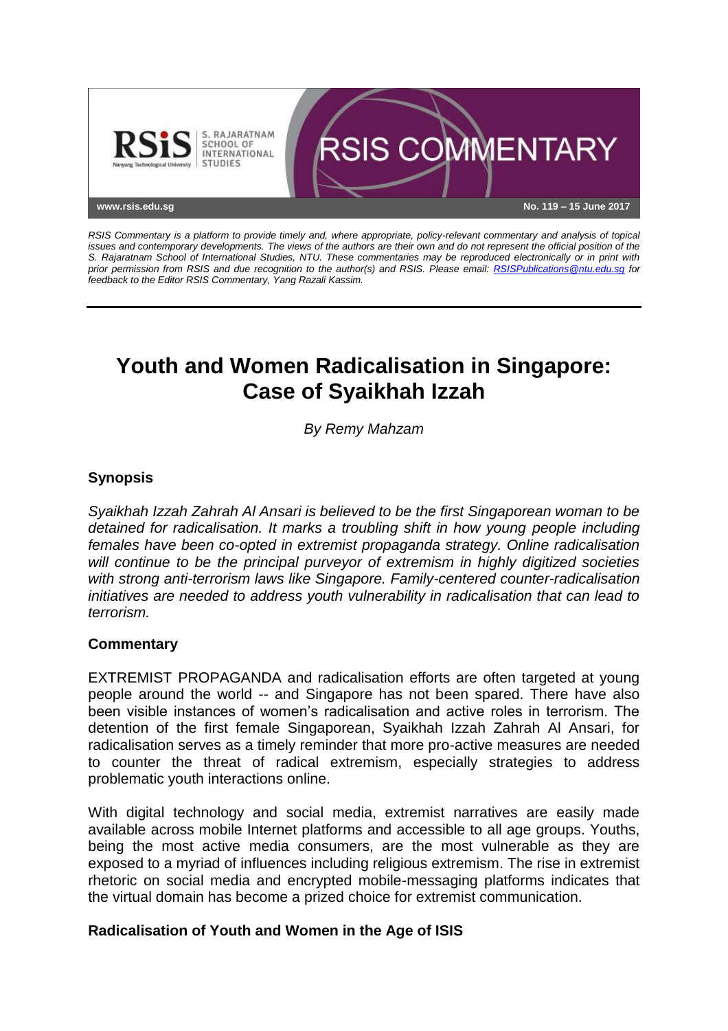RSIS COMMENTARY

www.rsis.edu.sg

No. 119 – 15 June 2017

*RSIS Commentary is a platform to provide timely and, where appropriate, policy-relevant commentary and analysis of topical issues and contemporary developments. The views of the authors are their own and do not represent the official position of the S. Rajaratnam School of International Studies, NTU. These commentaries may be reproduced electronically or in print with prior permission from RSIS and due recognition to the author(s) and RSIS. Please email: RSISPublications@ntu.edu.sg for feedback to the Editor RSIS Commentary, Yang Razali Kassim.*

# Youth and Women Radicalisation in Singapore: Case of Syaikhah Izzah

*By Remy Mahzam*

## Synopsis

*Syaikhah Izzah Zahrah Al Ansari is believed to be the first Singaporean woman to be detained for radicalisation. It marks a troubling shift in how young people including females have been co-opted in extremist propaganda strategy. Online radicalisation will continue to be the principal purveyor of extremism in highly digitized societies with strong anti-terrorism laws like Singapore. Family-centered counter-radicalisation initiatives are needed to address youth vulnerability in radicalisation that can lead to terrorism.*

## Commentary

EXTREMIST PROPAGANDA and radicalisation efforts are often targeted at young people around the world -- and Singapore has not been spared. There have also been visible instances of women's radicalisation and active roles in terrorism. The detention of the first female Singaporean, Syaikhah Izzah Zahrah Al Ansari, for radicalisation serves as a timely reminder that more pro-active measures are needed to counter the threat of radical extremism, especially strategies to address problematic youth interactions online.

With digital technology and social media, extremist narratives are easily made available across mobile Internet platforms and accessible to all age groups. Youths, being the most active media consumers, are the most vulnerable as they are exposed to a myriad of influences including religious extremism. The rise in extremist rhetoric on social media and encrypted mobile-messaging platforms indicates that the virtual domain has become a prized choice for extremist communication.

### Radicalisation of Youth and Women in the Age of ISIS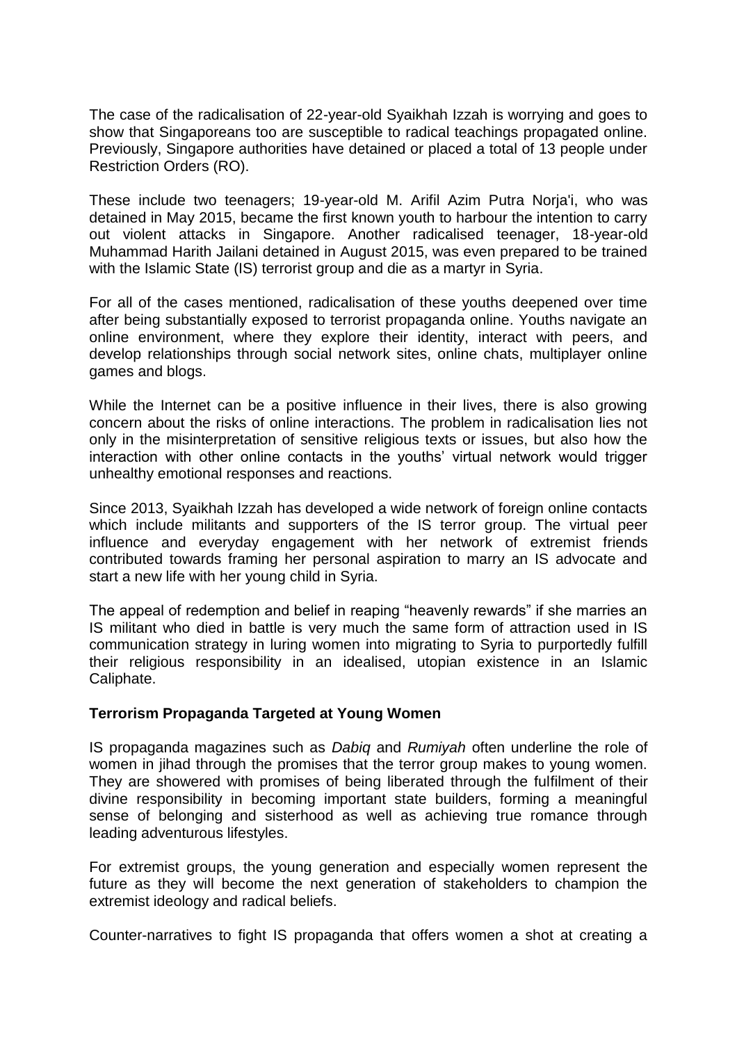The case of the radicalisation of 22-year-old Syaikhah Izzah is worrying and goes to show that Singaporeans too are susceptible to radical teachings propagated online. Previously, Singapore authorities have detained or placed a total of 13 people under Restriction Orders (RO).

These include two teenagers; 19-year-old M. Arifil Azim Putra Norja'i, who was detained in May 2015, became the first known youth to harbour the intention to carry out violent attacks in Singapore. Another radicalised teenager, 18-year-old Muhammad Harith Jailani detained in August 2015, was even prepared to be trained with the Islamic State (IS) terrorist group and die as a martyr in Syria.

For all of the cases mentioned, radicalisation of these youths deepened over time after being substantially exposed to terrorist propaganda online. Youths navigate an online environment, where they explore their identity, interact with peers, and develop relationships through social network sites, online chats, multiplayer online games and blogs.

While the Internet can be a positive influence in their lives, there is also growing concern about the risks of online interactions. The problem in radicalisation lies not only in the misinterpretation of sensitive religious texts or issues, but also how the interaction with other online contacts in the youths' virtual network would trigger unhealthy emotional responses and reactions.

Since 2013, Syaikhah Izzah has developed a wide network of foreign online contacts which include militants and supporters of the IS terror group. The virtual peer influence and everyday engagement with her network of extremist friends contributed towards framing her personal aspiration to marry an IS advocate and start a new life with her young child in Syria.

The appeal of redemption and belief in reaping "heavenly rewards" if she marries an IS militant who died in battle is very much the same form of attraction used in IS communication strategy in luring women into migrating to Syria to purportedly fulfill their religious responsibility in an idealised, utopian existence in an Islamic Caliphate.

**Terrorism Propaganda Targeted at Young Women**

IS propaganda magazines such as *Dabiq* and *Rumiyah* often underline the role of women in jihad through the promises that the terror group makes to young women. They are showered with promises of being liberated through the fulfilment of their divine responsibility in becoming important state builders, forming a meaningful sense of belonging and sisterhood as well as achieving true romance through leading adventurous lifestyles.

For extremist groups, the young generation and especially women represent the future as they will become the next generation of stakeholders to champion the extremist ideology and radical beliefs.

Counter-narratives to fight IS propaganda that offers women a shot at creating a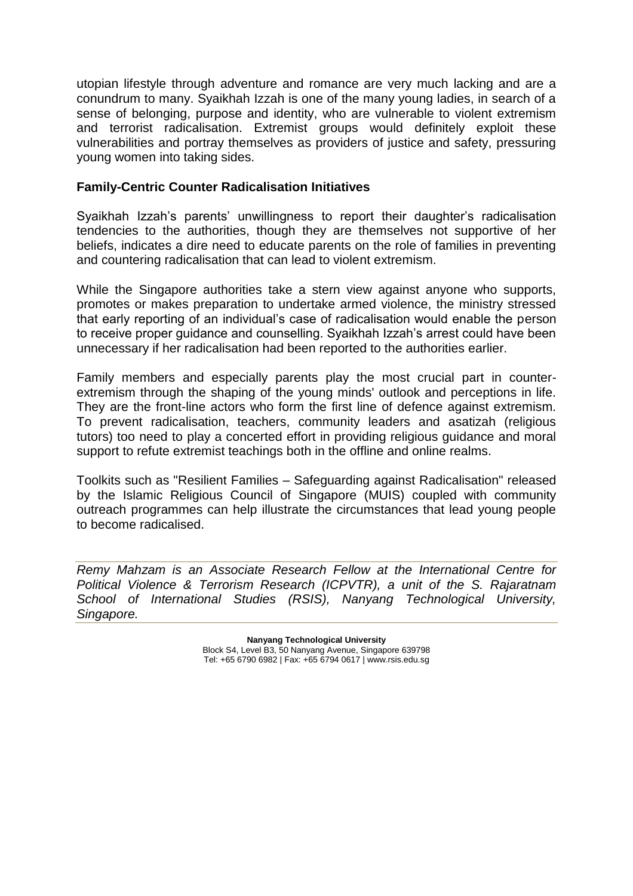utopian lifestyle through adventure and romance are very much lacking and are a conundrum to many. Syaikhah Izzah is one of the many young ladies, in search of a sense of belonging, purpose and identity, who are vulnerable to violent extremism and terrorist radicalisation. Extremist groups would definitely exploit these vulnerabilities and portray themselves as providers of justice and safety, pressuring young women into taking sides.

### Family-Centric Counter Radicalisation Initiatives

Syaikhah Izzah's parents' unwillingness to report their daughter's radicalisation tendencies to the authorities, though they are themselves not supportive of her beliefs, indicates a dire need to educate parents on the role of families in preventing and countering radicalisation that can lead to violent extremism.

While the Singapore authorities take a stern view against anyone who supports, promotes or makes preparation to undertake armed violence, the ministry stressed that early reporting of an individual's case of radicalisation would enable the person to receive proper guidance and counselling. Syaikhah Izzah's arrest could have been unnecessary if her radicalisation had been reported to the authorities earlier.

Family members and especially parents play the most crucial part in counter-extremism through the shaping of the young minds' outlook and perceptions in life. They are the front-line actors who form the first line of defence against extremism. To prevent radicalisation, teachers, community leaders and asatizah (religious tutors) too need to play a concerted effort in providing religious guidance and moral support to refute extremist teachings both in the offline and online realms.

Toolkits such as "Resilient Families – Safeguarding against Radicalisation" released by the Islamic Religious Council of Singapore (MUIS) coupled with community outreach programmes can help illustrate the circumstances that lead young people to become radicalised.

*Remy Mahzam is an Associate Research Fellow at the International Centre for Political Violence & Terrorism Research (ICPVTR), a unit of the S. Rajaratnam School of International Studies (RSIS), Nanyang Technological University, Singapore.*

**Nanyang Technological University**
Block S4, Level B3, 50 Nanyang Avenue, Singapore 639798
Tel: +65 6790 6982 | Fax: +65 6794 0617 | www.rsis.edu.sg